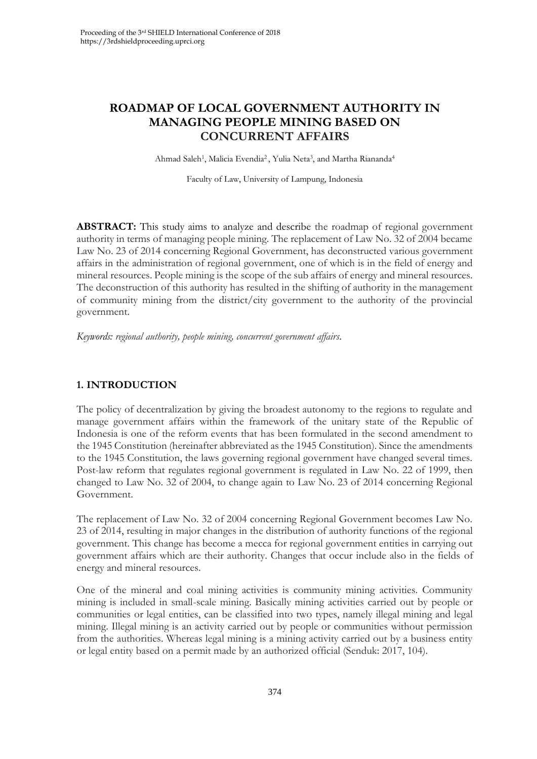# ROADMAP OF LOCAL GOVERNMENT AUTHORITY IN MANAGING PEOPLE MINING BASED ON CONCURRENT AFFAIRS

Ahmad Saleh[1], Malicia Evendia[2], Yulia Neta[3], and Martha Riananda[4]

Faculty of Law, University of Lampung, Indonesia

**ABSTRACT:** This study aims to analyze and describe the roadmap of regional government authority in terms of managing people mining. The replacement of Law No. 32 of 2004 became Law No. 23 of 2014 concerning Regional Government, has deconstructed various government affairs in the administration of regional government, one of which is in the field of energy and mineral resources. People mining is the scope of the sub affairs of energy and mineral resources. The deconstruction of this authority has resulted in the shifting of authority in the management of community mining from the district/city government to the authority of the provincial government.

*Keywords: regional authority, people mining, concurrent government affairs.*

## 1. INTRODUCTION

The policy of decentralization by giving the broadest autonomy to the regions to regulate and manage government affairs within the framework of the unitary state of the Republic of Indonesia is one of the reform events that has been formulated in the second amendment to the 1945 Constitution (hereinafter abbreviated as the 1945 Constitution). Since the amendments to the 1945 Constitution, the laws governing regional government have changed several times. Post-law reform that regulates regional government is regulated in Law No. 22 of 1999, then changed to Law No. 32 of 2004, to change again to Law No. 23 of 2014 concerning Regional Government.

The replacement of Law No. 32 of 2004 concerning Regional Government becomes Law No. 23 of 2014, resulting in major changes in the distribution of authority functions of the regional government. This change has become a mecca for regional government entities in carrying out government affairs which are their authority. Changes that occur include also in the fields of energy and mineral resources.

One of the mineral and coal mining activities is community mining activities. Community mining is included in small-scale mining. Basically mining activities carried out by people or communities or legal entities, can be classified into two types, namely illegal mining and legal mining. Illegal mining is an activity carried out by people or communities without permission from the authorities. Whereas legal mining is a mining activity carried out by a business entity or legal entity based on a permit made by an authorized official (Senduk: 2017, 104).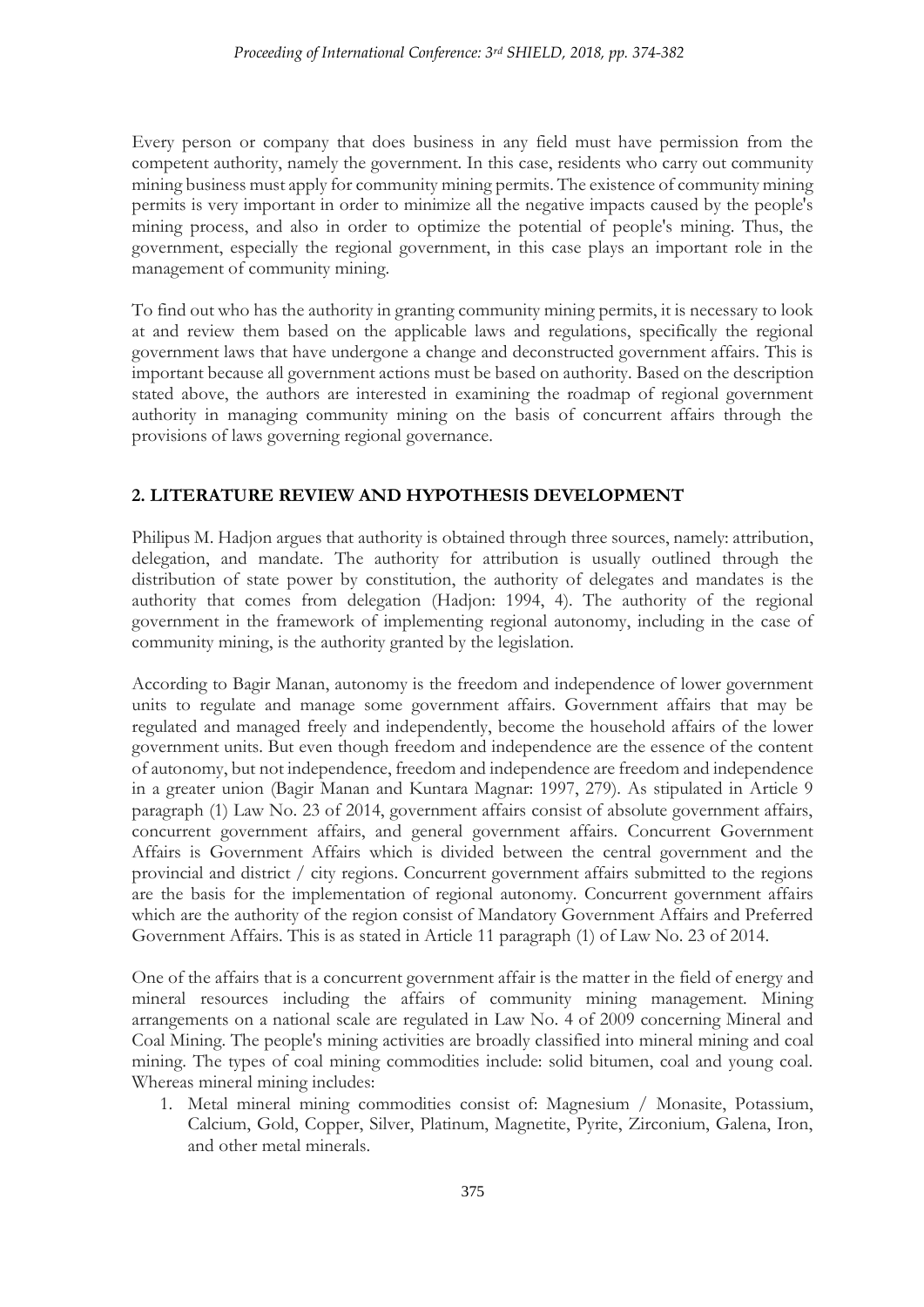Every person or company that does business in any field must have permission from the competent authority, namely the government. In this case, residents who carry out community mining business must apply for community mining permits. The existence of community mining permits is very important in order to minimize all the negative impacts caused by the people's mining process, and also in order to optimize the potential of people's mining. Thus, the government, especially the regional government, in this case plays an important role in the management of community mining.

To find out who has the authority in granting community mining permits, it is necessary to look at and review them based on the applicable laws and regulations, specifically the regional government laws that have undergone a change and deconstructed government affairs. This is important because all government actions must be based on authority. Based on the description stated above, the authors are interested in examining the roadmap of regional government authority in managing community mining on the basis of concurrent affairs through the provisions of laws governing regional governance.

## 2. LITERATURE REVIEW AND HYPOTHESIS DEVELOPMENT

Philipus M. Hadjon argues that authority is obtained through three sources, namely: attribution, delegation, and mandate. The authority for attribution is usually outlined through the distribution of state power by constitution, the authority of delegates and mandates is the authority that comes from delegation (Hadjon: 1994, 4). The authority of the regional government in the framework of implementing regional autonomy, including in the case of community mining, is the authority granted by the legislation.

According to Bagir Manan, autonomy is the freedom and independence of lower government units to regulate and manage some government affairs. Government affairs that may be regulated and managed freely and independently, become the household affairs of the lower government units. But even though freedom and independence are the essence of the content of autonomy, but not independence, freedom and independence are freedom and independence in a greater union (Bagir Manan and Kuntara Magnar: 1997, 279). As stipulated in Article 9 paragraph (1) Law No. 23 of 2014, government affairs consist of absolute government affairs, concurrent government affairs, and general government affairs. Concurrent Government Affairs is Government Affairs which is divided between the central government and the provincial and district / city regions. Concurrent government affairs submitted to the regions are the basis for the implementation of regional autonomy. Concurrent government affairs which are the authority of the region consist of Mandatory Government Affairs and Preferred Government Affairs. This is as stated in Article 11 paragraph (1) of Law No. 23 of 2014.

One of the affairs that is a concurrent government affair is the matter in the field of energy and mineral resources including the affairs of community mining management. Mining arrangements on a national scale are regulated in Law No. 4 of 2009 concerning Mineral and Coal Mining. The people's mining activities are broadly classified into mineral mining and coal mining. The types of coal mining commodities include: solid bitumen, coal and young coal. Whereas mineral mining includes:

1. Metal mineral mining commodities consist of: Magnesium / Monasite, Potassium, Calcium, Gold, Copper, Silver, Platinum, Magnetite, Pyrite, Zirconium, Galena, Iron, and other metal minerals.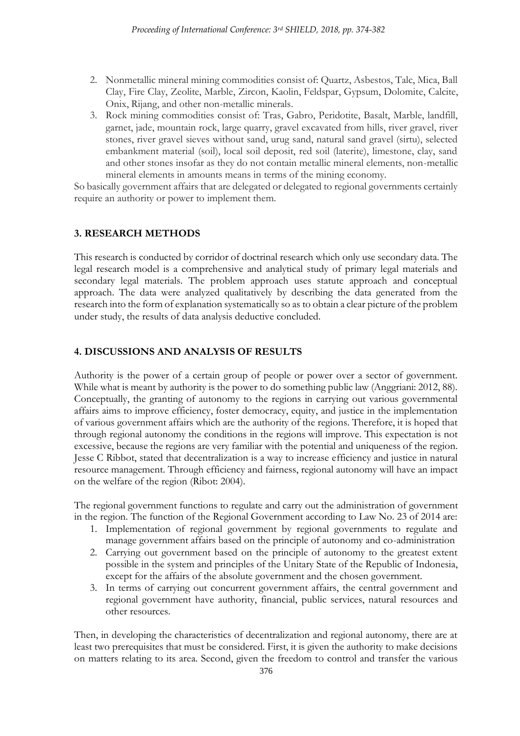2. Nonmetallic mineral mining commodities consist of: Quartz, Asbestos, Talc, Mica, Ball Clay, Fire Clay, Zeolite, Marble, Zircon, Kaolin, Feldspar, Gypsum, Dolomite, Calcite, Onix, Rijang, and other non-metallic minerals.
3. Rock mining commodities consist of: Tras, Gabro, Peridotite, Basalt, Marble, landfill, garnet, jade, mountain rock, large quarry, gravel excavated from hills, river gravel, river stones, river gravel sieves without sand, urug sand, natural sand gravel (sirtu), selected embankment material (soil), local soil deposit, red soil (laterite), limestone, clay, sand and other stones insofar as they do not contain metallic mineral elements, non-metallic mineral elements in amounts means in terms of the mining economy.

So basically government affairs that are delegated or delegated to regional governments certainly require an authority or power to implement them.

## 3. RESEARCH METHODS

This research is conducted by corridor of doctrinal research which only use secondary data. The legal research model is a comprehensive and analytical study of primary legal materials and secondary legal materials. The problem approach uses statute approach and conceptual approach. The data were analyzed qualitatively by describing the data generated from the research into the form of explanation systematically so as to obtain a clear picture of the problem under study, the results of data analysis deductive concluded.

## 4. DISCUSSIONS AND ANALYSIS OF RESULTS

Authority is the power of a certain group of people or power over a sector of government. While what is meant by authority is the power to do something public law (Anggriani: 2012, 88). Conceptually, the granting of autonomy to the regions in carrying out various governmental affairs aims to improve efficiency, foster democracy, equity, and justice in the implementation of various government affairs which are the authority of the regions. Therefore, it is hoped that through regional autonomy the conditions in the regions will improve. This expectation is not excessive, because the regions are very familiar with the potential and uniqueness of the region. Jesse C Ribbot, stated that decentralization is a way to increase efficiency and justice in natural resource management. Through efficiency and fairness, regional autonomy will have an impact on the welfare of the region (Ribot: 2004).

The regional government functions to regulate and carry out the administration of government in the region. The function of the Regional Government according to Law No. 23 of 2014 are:

1. Implementation of regional government by regional governments to regulate and manage government affairs based on the principle of autonomy and co-administration
2. Carrying out government based on the principle of autonomy to the greatest extent possible in the system and principles of the Unitary State of the Republic of Indonesia, except for the affairs of the absolute government and the chosen government.
3. In terms of carrying out concurrent government affairs, the central government and regional government have authority, financial, public services, natural resources and other resources.

Then, in developing the characteristics of decentralization and regional autonomy, there are at least two prerequisites that must be considered. First, it is given the authority to make decisions on matters relating to its area. Second, given the freedom to control and transfer the various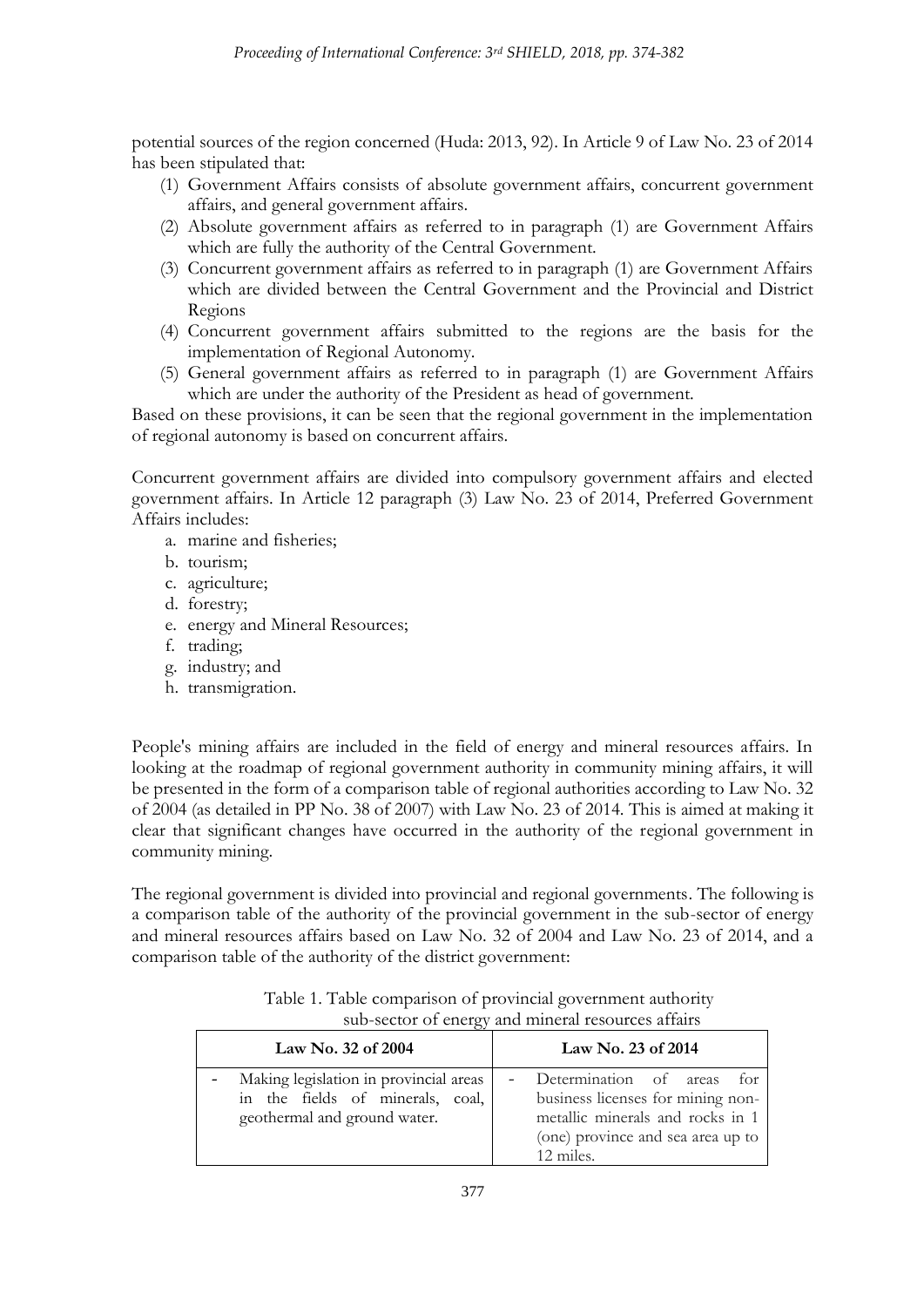potential sources of the region concerned (Huda: 2013, 92). In Article 9 of Law No. 23 of 2014 has been stipulated that:

(1) Government Affairs consists of absolute government affairs, concurrent government affairs, and general government affairs.
(2) Absolute government affairs as referred to in paragraph (1) are Government Affairs which are fully the authority of the Central Government.
(3) Concurrent government affairs as referred to in paragraph (1) are Government Affairs which are divided between the Central Government and the Provincial and District Regions
(4) Concurrent government affairs submitted to the regions are the basis for the implementation of Regional Autonomy.
(5) General government affairs as referred to in paragraph (1) are Government Affairs which are under the authority of the President as head of government.

Based on these provisions, it can be seen that the regional government in the implementation of regional autonomy is based on concurrent affairs.

Concurrent government affairs are divided into compulsory government affairs and elected government affairs. In Article 12 paragraph (3) Law No. 23 of 2014, Preferred Government Affairs includes:

a. marine and fisheries;
b. tourism;
c. agriculture;
d. forestry;
e. energy and Mineral Resources;
f. trading;
g. industry; and
h. transmigration.

People's mining affairs are included in the field of energy and mineral resources affairs. In looking at the roadmap of regional government authority in community mining affairs, it will be presented in the form of a comparison table of regional authorities according to Law No. 32 of 2004 (as detailed in PP No. 38 of 2007) with Law No. 23 of 2014. This is aimed at making it clear that significant changes have occurred in the authority of the regional government in community mining.

The regional government is divided into provincial and regional governments. The following is a comparison table of the authority of the provincial government in the sub-sector of energy and mineral resources affairs based on Law No. 32 of 2004 and Law No. 23 of 2014, and a comparison table of the authority of the district government:

Table 1. Table comparison of provincial government authority sub-sector of energy and mineral resources affairs

| Law No. 32 of 2004 | Law No. 23 of 2014 |
|---|---|
| - Making legislation in provincial areas in the fields of minerals, coal, geothermal and ground water. | - Determination of areas for business licenses for mining non-metallic minerals and rocks in 1 (one) province and sea area up to 12 miles. |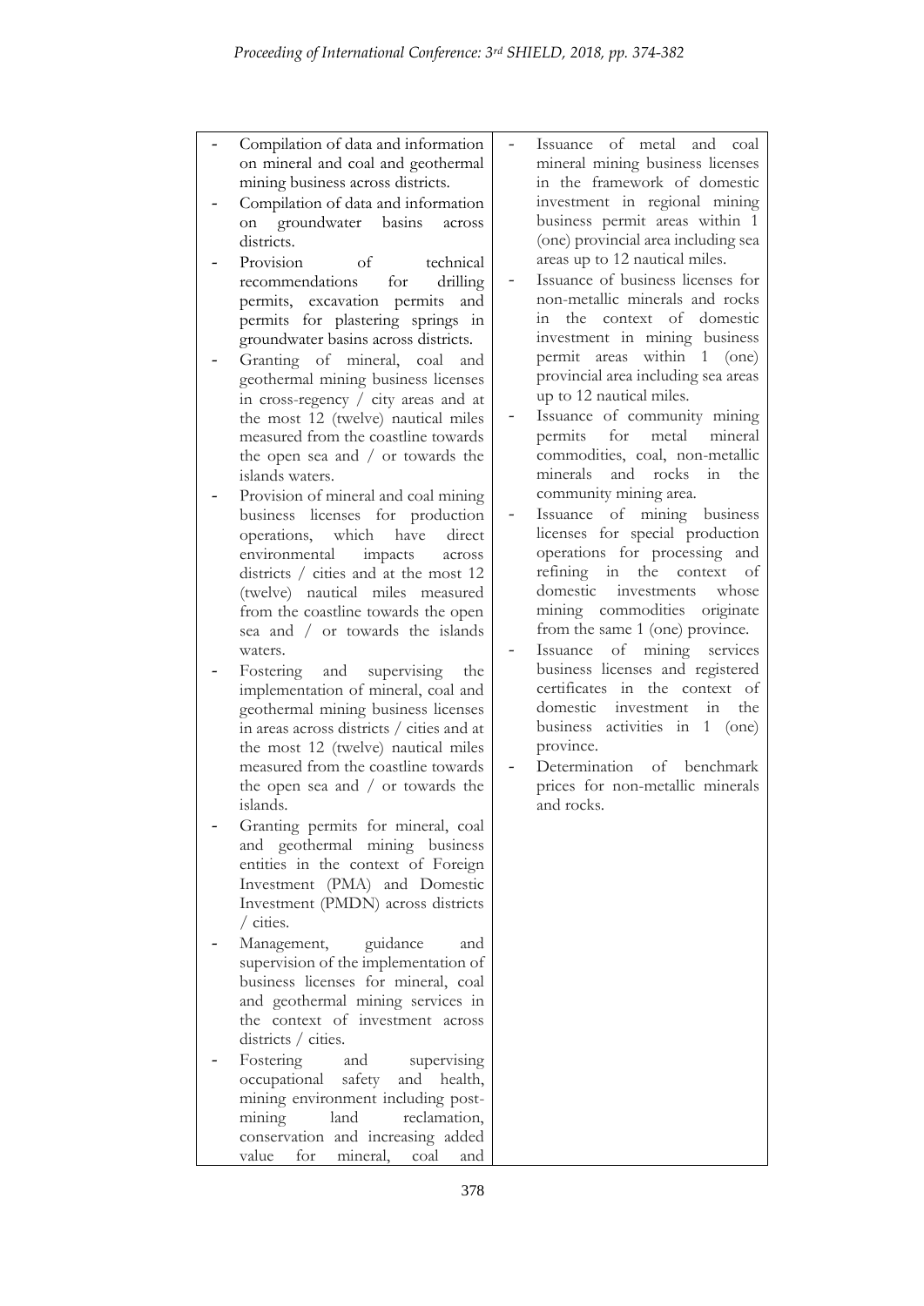| | |
|---|---|
| - Compilation of data and information on mineral and coal and geothermal mining business across districts.<br>- Compilation of data and information on groundwater basins across districts.<br>- Provision of technical recommendations for drilling permits, excavation permits and permits for plastering springs in groundwater basins across districts.<br>- Granting of mineral, coal and geothermal mining business licenses in cross-regency / city areas and at the most 12 (twelve) nautical miles measured from the coastline towards the open sea and / or towards the islands waters.<br>- Provision of mineral and coal mining business licenses for production operations, which have direct environmental impacts across districts / cities and at the most 12 (twelve) nautical miles measured from the coastline towards the open sea and / or towards the islands waters.<br>- Fostering and supervising the implementation of mineral, coal and geothermal mining business licenses in areas across districts / cities and at the most 12 (twelve) nautical miles measured from the coastline towards the open sea and / or towards the islands.<br>- Granting permits for mineral, coal and geothermal mining business entities in the context of Foreign Investment (PMA) and Domestic Investment (PMDN) across districts / cities.<br>- Management, guidance and supervision of the implementation of business licenses for mineral, coal and geothermal mining services in the context of investment across districts / cities.<br>- Fostering and supervising occupational safety and health, mining environment including post-mining land reclamation, conservation and increasing added value for mineral, coal and | - Issuance of metal and coal mineral mining business licenses in the framework of domestic investment in regional mining business permit areas within 1 (one) provincial area including sea areas up to 12 nautical miles.<br>- Issuance of business licenses for non-metallic minerals and rocks in the context of domestic investment in mining business permit areas within 1 (one) provincial area including sea areas up to 12 nautical miles.<br>- Issuance of community mining permits for metal mineral commodities, coal, non-metallic minerals and rocks in the community mining area.<br>- Issuance of mining business licenses for special production operations for processing and refining in the context of domestic investments whose mining commodities originate from the same 1 (one) province.<br>- Issuance of mining services business licenses and registered certificates in the context of domestic investment in the business activities in 1 (one) province.<br>- Determination of benchmark prices for non-metallic minerals and rocks. |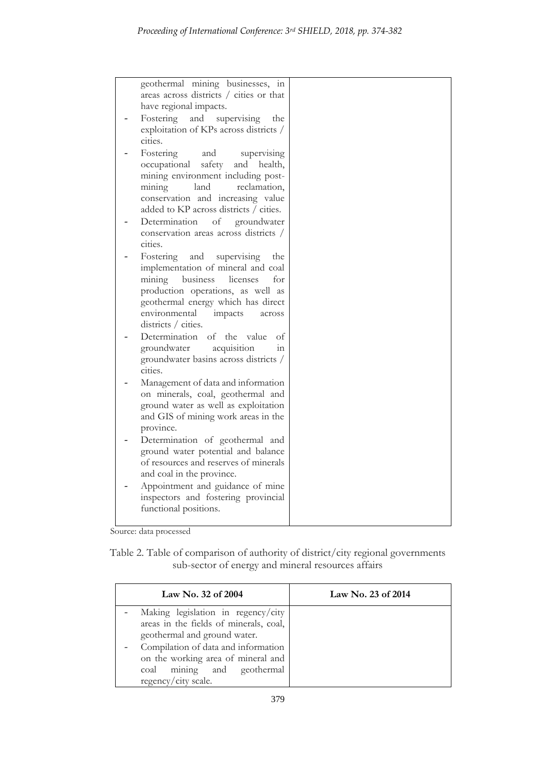| | |
|---|---|
| geothermal mining businesses, in areas across districts / cities or that have regional impacts.<br>- Fostering and supervising the exploitation of KPs across districts / cities.<br>- Fostering and supervising occupational safety and health, mining environment including post-mining land reclamation, conservation and increasing value added to KP across districts / cities.<br>- Determination of groundwater conservation areas across districts / cities.<br>- Fostering and supervising the implementation of mineral and coal mining business licenses for production operations, as well as geothermal energy which has direct environmental impacts across districts / cities.<br>- Determination of the value of groundwater acquisition in groundwater basins across districts / cities.<br>- Management of data and information on minerals, coal, geothermal and ground water as well as exploitation and GIS of mining work areas in the province.<br>- Determination of geothermal and ground water potential and balance of resources and reserves of minerals and coal in the province.<br>- Appointment and guidance of mine inspectors and fostering provincial functional positions. | |

Source: data processed

Table 2. Table of comparison of authority of district/city regional governments sub-sector of energy and mineral resources affairs

| Law No. 32 of 2004 | Law No. 23 of 2014 |
|---|---|
| - Making legislation in regency/city areas in the fields of minerals, coal, geothermal and ground water.<br>- Compilation of data and information on the working area of mineral and coal mining and geothermal regency/city scale. | |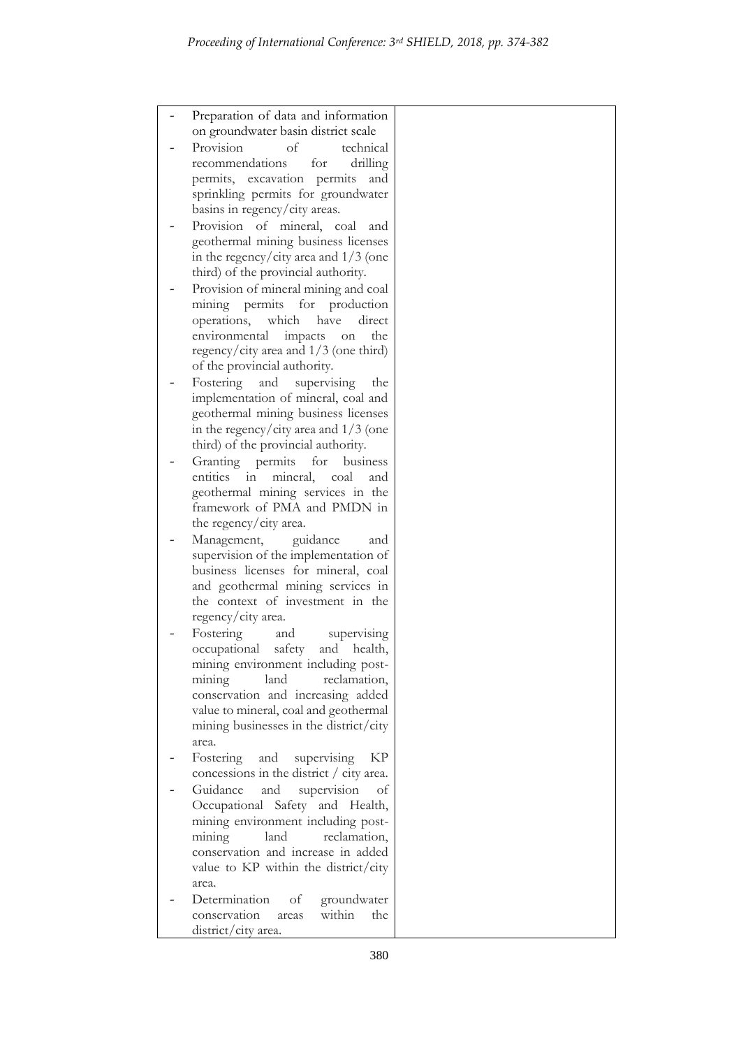| | |
|---|---|
| - Preparation of data and information on groundwater basin district scale<br>- Provision of technical recommendations for drilling permits, excavation permits and sprinkling permits for groundwater basins in regency/city areas.<br>- Provision of mineral, coal and geothermal mining business licenses in the regency/city area and 1/3 (one third) of the provincial authority.<br>- Provision of mineral mining and coal mining permits for production operations, which have direct environmental impacts on the regency/city area and 1/3 (one third) of the provincial authority.<br>- Fostering and supervising the implementation of mineral, coal and geothermal mining business licenses in the regency/city area and 1/3 (one third) of the provincial authority.<br>- Granting permits for business entities in mineral, coal and geothermal mining services in the framework of PMA and PMDN in the regency/city area.<br>- Management, guidance and supervision of the implementation of business licenses for mineral, coal and geothermal mining services in the context of investment in the regency/city area.<br>- Fostering and supervising occupational safety and health, mining environment including post-mining land reclamation, conservation and increasing added value to mineral, coal and geothermal mining businesses in the district/city area.<br>- Fostering and supervising KP concessions in the district / city area.<br>- Guidance and supervision of Occupational Safety and Health, mining environment including post-mining land reclamation, conservation and increase in added value to KP within the district/city area.<br>- Determination of groundwater conservation areas within the district/city area. | |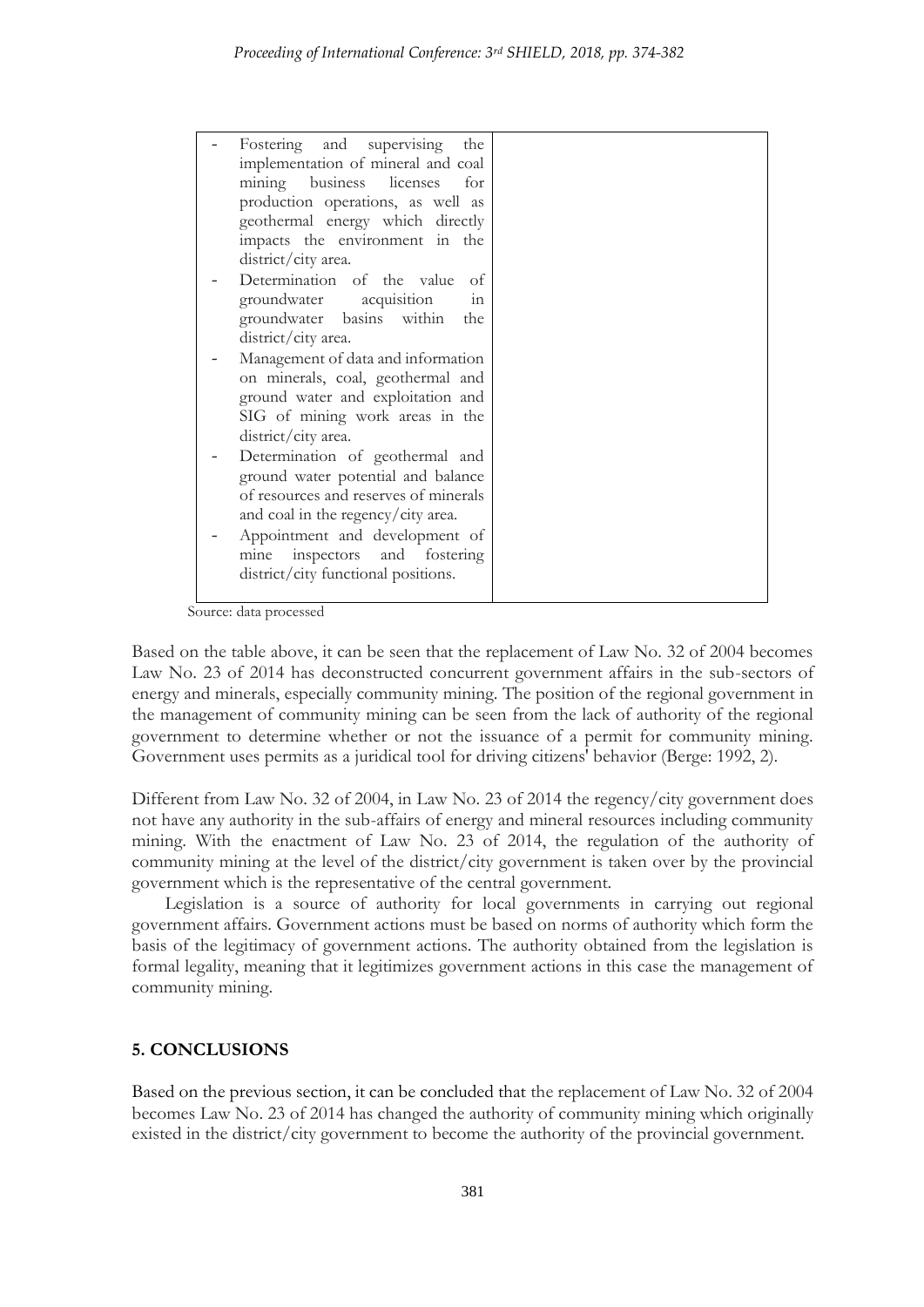| | |
|---|---|
| - Fostering and supervising the implementation of mineral and coal mining business licenses for production operations, as well as geothermal energy which directly impacts the environment in the district/city area.<br>- Determination of the value of groundwater acquisition in groundwater basins within the district/city area.<br>- Management of data and information on minerals, coal, geothermal and ground water and exploitation and SIG of mining work areas in the district/city area.<br>- Determination of geothermal and ground water potential and balance of resources and reserves of minerals and coal in the regency/city area.<br>- Appointment and development of mine inspectors and fostering district/city functional positions. | |

Source: data processed

Based on the table above, it can be seen that the replacement of Law No. 32 of 2004 becomes Law No. 23 of 2014 has deconstructed concurrent government affairs in the sub-sectors of energy and minerals, especially community mining. The position of the regional government in the management of community mining can be seen from the lack of authority of the regional government to determine whether or not the issuance of a permit for community mining. Government uses permits as a juridical tool for driving citizens' behavior (Berge: 1992, 2).

Different from Law No. 32 of 2004, in Law No. 23 of 2014 the regency/city government does not have any authority in the sub-affairs of energy and mineral resources including community mining. With the enactment of Law No. 23 of 2014, the regulation of the authority of community mining at the level of the district/city government is taken over by the provincial government which is the representative of the central government.

Legislation is a source of authority for local governments in carrying out regional government affairs. Government actions must be based on norms of authority which form the basis of the legitimacy of government actions. The authority obtained from the legislation is formal legality, meaning that it legitimizes government actions in this case the management of community mining.

## 5. CONCLUSIONS

Based on the previous section, it can be concluded that the replacement of Law No. 32 of 2004 becomes Law No. 23 of 2014 has changed the authority of community mining which originally existed in the district/city government to become the authority of the provincial government.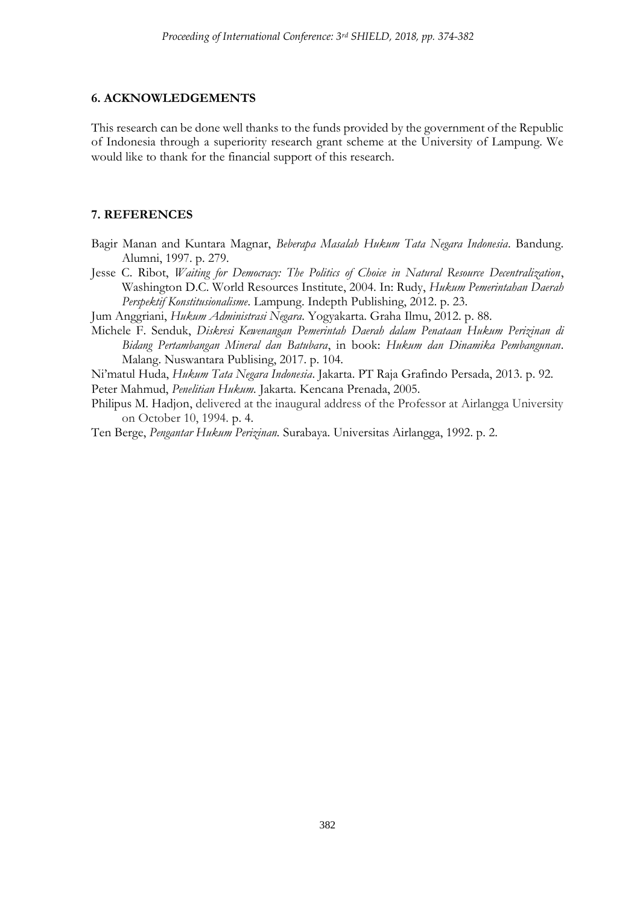## 6. ACKNOWLEDGEMENTS

This research can be done well thanks to the funds provided by the government of the Republic of Indonesia through a superiority research grant scheme at the University of Lampung. We would like to thank for the financial support of this research.

## 7. REFERENCES

Bagir Manan and Kuntara Magnar, *Beberapa Masalah Hukum Tata Negara Indonesia*. Bandung. Alumni, 1997. p. 279.

Jesse C. Ribot, *Waiting for Democracy: The Politics of Choice in Natural Resource Decentralization*, Washington D.C. World Resources Institute, 2004. In: Rudy, *Hukum Pemerintahan Daerah Perspektif Konstitusionalisme*. Lampung. Indepth Publishing, 2012. p. 23.

Jum Anggriani, *Hukum Administrasi Negara*. Yogyakarta. Graha Ilmu, 2012. p. 88.

Michele F. Senduk, *Diskresi Kewenangan Pemerintah Daerah dalam Penataan Hukum Perizinan di Bidang Pertambangan Mineral dan Batubara*, in book: *Hukum dan Dinamika Pembangunan*. Malang. Nuswantara Publising, 2017. p. 104.

Ni'matul Huda, *Hukum Tata Negara Indonesia*. Jakarta. PT Raja Grafindo Persada, 2013. p. 92.

Peter Mahmud, *Penelitian Hukum*. Jakarta. Kencana Prenada, 2005.

Philipus M. Hadjon, delivered at the inaugural address of the Professor at Airlangga University on October 10, 1994. p. 4.

Ten Berge, *Pengantar Hukum Perizinan*. Surabaya. Universitas Airlangga, 1992. p. 2.